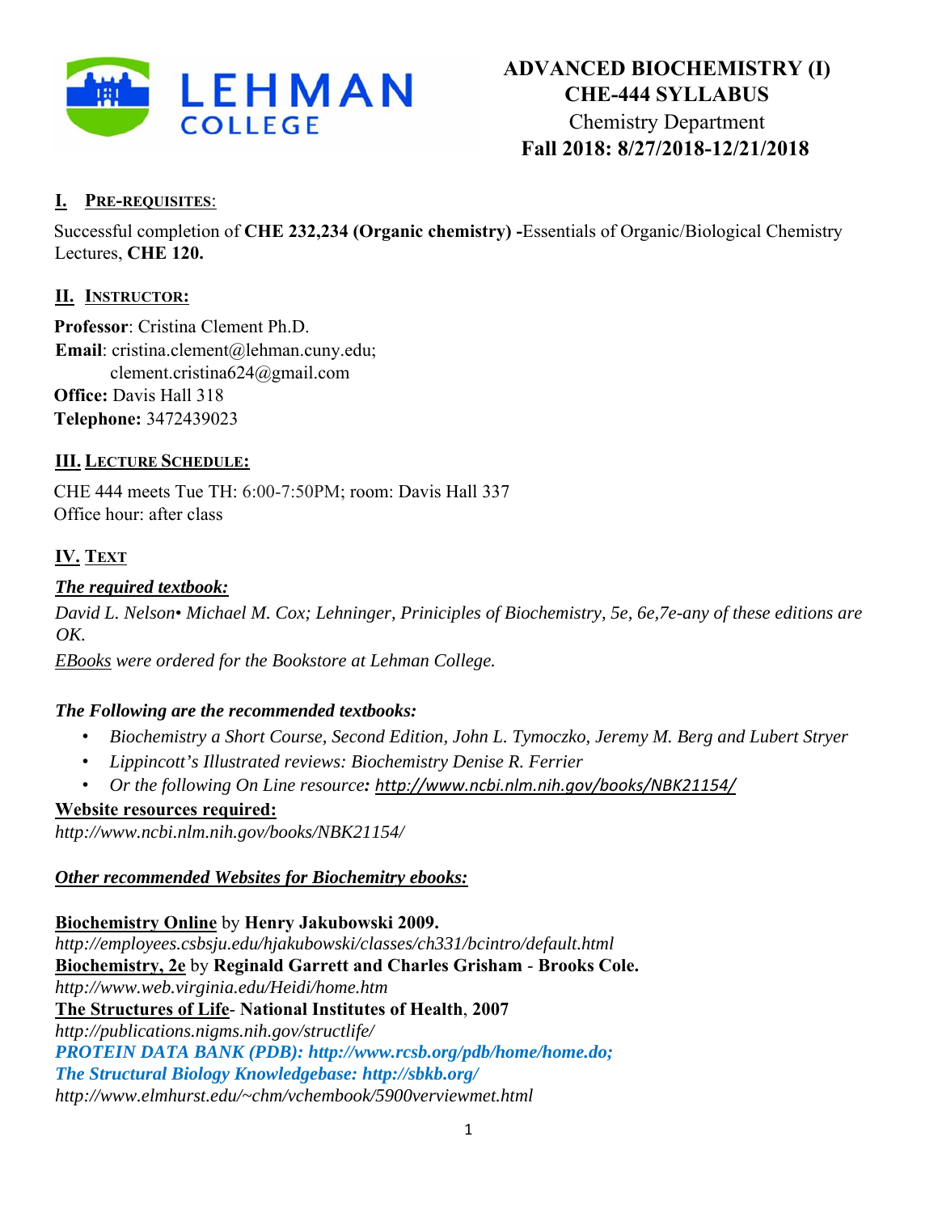# ADVANCED BIOCHEMISTRY (I)
## CHE-444 SYLLABUS
Chemistry Department
**Fall 2018: 8/27/2018-12/21/2018**

## I. PRE-REQUISITES:

Successful completion of **CHE 232,234 (Organic chemistry) -**Essentials of Organic/Biological Chemistry Lectures, **CHE 120.**

## II. INSTRUCTOR:

**Professor**: Cristina Clement Ph.D.
**Email**: cristina.clement@lehman.cuny.edu;
clement.cristina624@gmail.com
**Office:** Davis Hall 318
**Telephone:** 3472439023

## III. LECTURE SCHEDULE:

CHE 444 meets Tue TH: 6:00-7:50PM; room: Davis Hall 337
Office hour: after class

## IV. TEXT

***The required textbook:***

*David L. Nelson• Michael M. Cox; Lehninger, Priniciples of Biochemistry, 5e, 6e,7e-any of these editions are OK.*

*EBooks were ordered for the Bookstore at Lehman College.*

***The Following are the recommended textbooks:***

- *Biochemistry a Short Course, Second Edition, John L. Tymoczko, Jeremy M. Berg and Lubert Stryer*
- *Lippincott's Illustrated reviews: Biochemistry Denise R. Ferrier*
- *Or the following On Line resource: http://www.ncbi.nlm.nih.gov/books/NBK21154/*

**Website resources required:**

*http://www.ncbi.nlm.nih.gov/books/NBK21154/*

***Other recommended Websites for Biochemitry ebooks:***

**Biochemistry Online** by **Henry Jakubowski 2009.**
*http://employees.csbsju.edu/hjakubowski/classes/ch331/bcintro/default.html*
**Biochemistry, 2e** by **Reginald Garrett and Charles Grisham** - **Brooks Cole.**
*http://www.web.virginia.edu/Heidi/home.htm*
**The Structures of Life**- **National Institutes of Health**, **2007**
*http://publications.nigms.nih.gov/structlife/*
***PROTEIN DATA BANK (PDB): http://www.rcsb.org/pdb/home/home.do;***
***The Structural Biology Knowledgebase: http://sbkb.org/***
*http://www.elmhurst.edu/~chm/vchembook/5900verviewmet.html*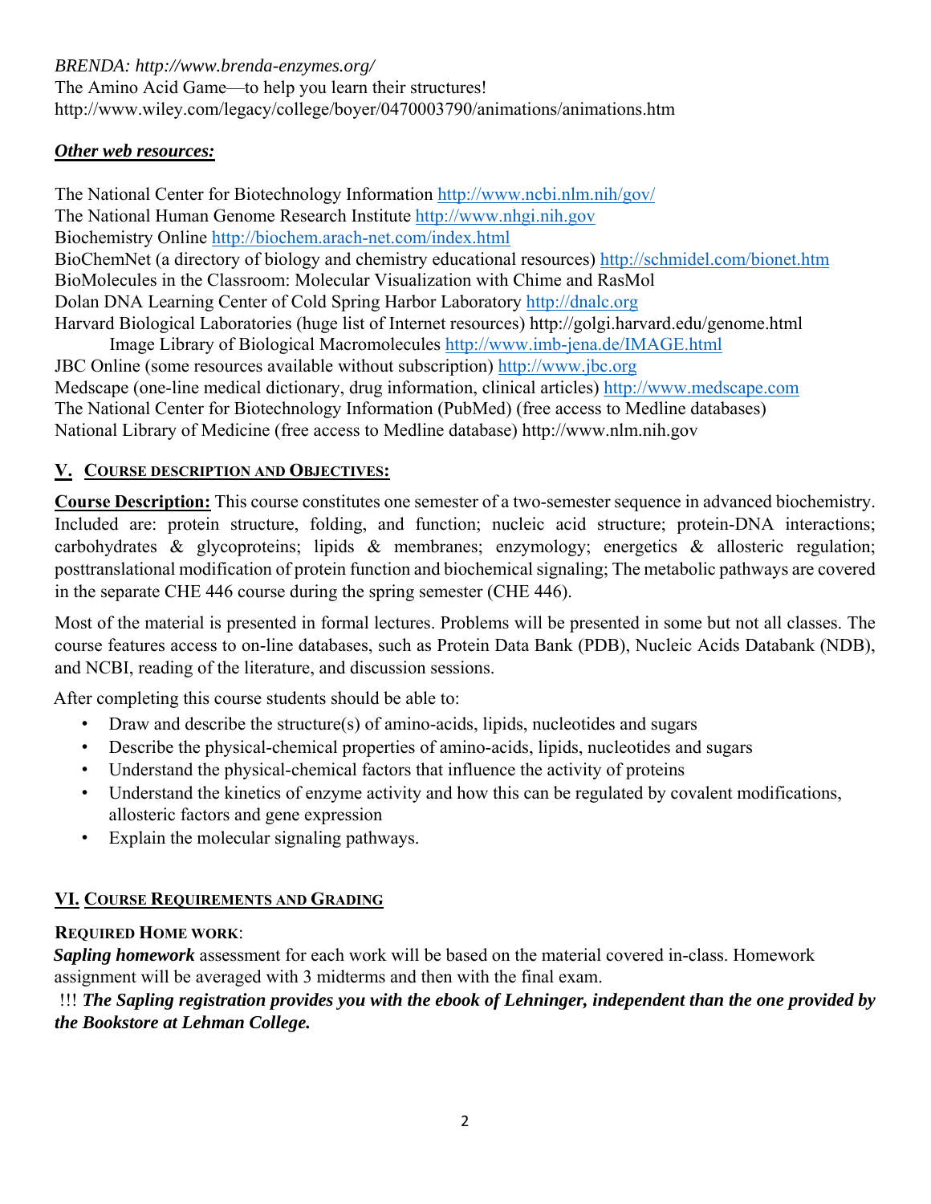*BRENDA: http://www.brenda-enzymes.org/*
The Amino Acid Game—to help you learn their structures!
http://www.wiley.com/legacy/college/boyer/0470003790/animations/animations.htm

***Other web resources:***

The National Center for Biotechnology Information http://www.ncbi.nlm.nih/gov/
The National Human Genome Research Institute http://www.nhgi.nih.gov
Biochemistry Online http://biochem.arach-net.com/index.html
BioChemNet (a directory of biology and chemistry educational resources) http://schmidel.com/bionet.htm
BioMolecules in the Classroom: Molecular Visualization with Chime and RasMol
Dolan DNA Learning Center of Cold Spring Harbor Laboratory http://dnalc.org
Harvard Biological Laboratories (huge list of Internet resources) http://golgi.harvard.edu/genome.html
Image Library of Biological Macromolecules http://www.imb-jena.de/IMAGE.html
JBC Online (some resources available without subscription) http://www.jbc.org
Medscape (one-line medical dictionary, drug information, clinical articles) http://www.medscape.com
The National Center for Biotechnology Information (PubMed) (free access to Medline databases)
National Library of Medicine (free access to Medline database) http://www.nlm.nih.gov

## V. COURSE DESCRIPTION AND OBJECTIVES:

**Course Description:** This course constitutes one semester of a two-semester sequence in advanced biochemistry. Included are: protein structure, folding, and function; nucleic acid structure; protein-DNA interactions; carbohydrates & glycoproteins; lipids & membranes; enzymology; energetics & allosteric regulation; posttranslational modification of protein function and biochemical signaling; The metabolic pathways are covered in the separate CHE 446 course during the spring semester (CHE 446).

Most of the material is presented in formal lectures. Problems will be presented in some but not all classes. The course features access to on-line databases, such as Protein Data Bank (PDB), Nucleic Acids Databank (NDB), and NCBI, reading of the literature, and discussion sessions.

After completing this course students should be able to:

- Draw and describe the structure(s) of amino-acids, lipids, nucleotides and sugars
- Describe the physical-chemical properties of amino-acids, lipids, nucleotides and sugars
- Understand the physical-chemical factors that influence the activity of proteins
- Understand the kinetics of enzyme activity and how this can be regulated by covalent modifications, allosteric factors and gene expression
- Explain the molecular signaling pathways.

## VI. COURSE REQUIREMENTS AND GRADING

**REQUIRED HOME WORK**:

***Sapling homework*** assessment for each work will be based on the material covered in-class. Homework assignment will be averaged with 3 midterms and then with the final exam.

!!! ***The Sapling registration provides you with the ebook of Lehninger, independent than the one provided by the Bookstore at Lehman College.***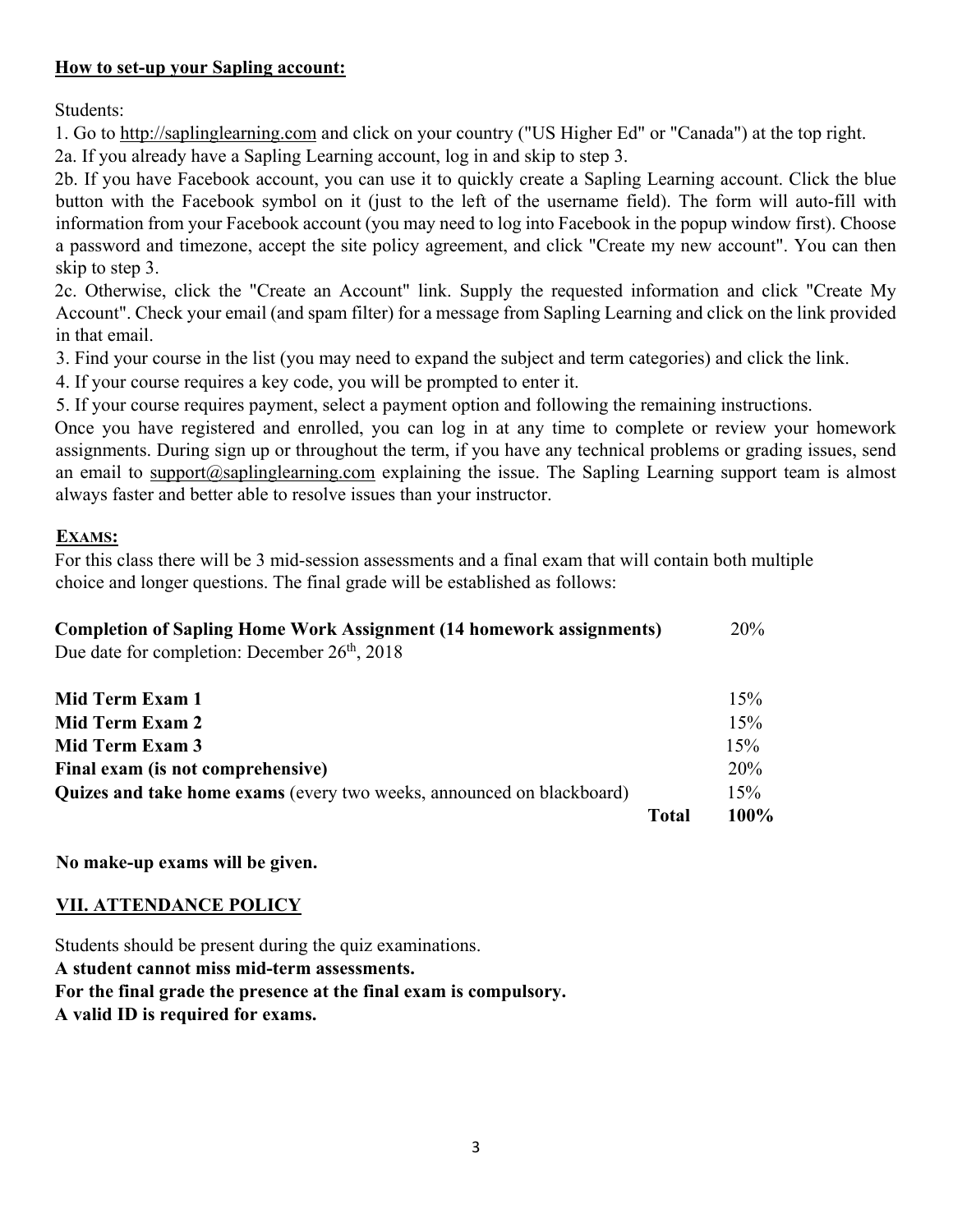**How to set-up your Sapling account:**

Students:

1. Go to http://saplinglearning.com and click on your country ("US Higher Ed" or "Canada") at the top right.

2a. If you already have a Sapling Learning account, log in and skip to step 3.

2b. If you have Facebook account, you can use it to quickly create a Sapling Learning account. Click the blue button with the Facebook symbol on it (just to the left of the username field). The form will auto-fill with information from your Facebook account (you may need to log into Facebook in the popup window first). Choose a password and timezone, accept the site policy agreement, and click "Create my new account". You can then skip to step 3.

2c. Otherwise, click the "Create an Account" link. Supply the requested information and click "Create My Account". Check your email (and spam filter) for a message from Sapling Learning and click on the link provided in that email.

3. Find your course in the list (you may need to expand the subject and term categories) and click the link.

4. If your course requires a key code, you will be prompted to enter it.

5. If your course requires payment, select a payment option and following the remaining instructions.

Once you have registered and enrolled, you can log in at any time to complete or review your homework assignments. During sign up or throughout the term, if you have any technical problems or grading issues, send an email to support@saplinglearning.com explaining the issue. The Sapling Learning support team is almost always faster and better able to resolve issues than your instructor.

**EXAMS:**

For this class there will be 3 mid-session assessments and a final exam that will contain both multiple choice and longer questions. The final grade will be established as follows:

| | |
|---|---|
| **Completion of Sapling Home Work Assignment (14 homework assignments)**<br>Due date for completion: December 26th, 2018 | 20% |
| **Mid Term Exam 1** | 15% |
| **Mid Term Exam 2** | 15% |
| **Mid Term Exam 3** | 15% |
| **Final exam (is not comprehensive)** | 20% |
| **Quizes and take home exams** (every two weeks, announced on blackboard) | 15% |
| **Total** | **100%** |

**No make-up exams will be given.**

## VII. ATTENDANCE POLICY

Students should be present during the quiz examinations.

**A student cannot miss mid-term assessments.**

**For the final grade the presence at the final exam is compulsory.**

**A valid ID is required for exams.**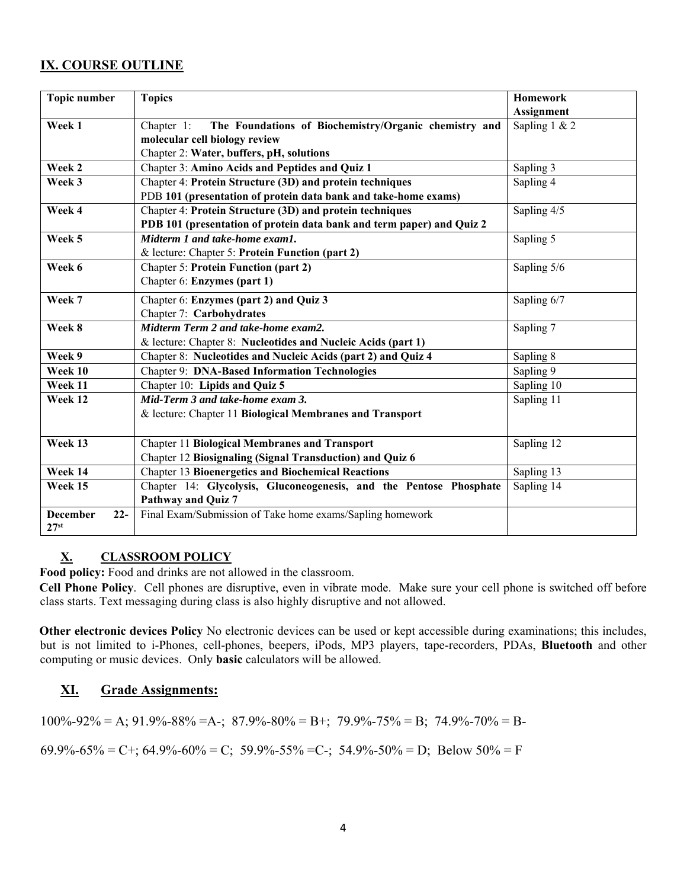## IX. COURSE OUTLINE

| Topic number | Topics | Homework Assignment |
|---|---|---|
| **Week 1** | Chapter 1: **The Foundations of Biochemistry/Organic chemistry and molecular cell biology review**<br>Chapter 2: **Water, buffers, pH, solutions** | Sapling 1 & 2 |
| **Week 2** | Chapter 3: **Amino Acids and Peptides and Quiz 1** | Sapling 3 |
| **Week 3** | Chapter 4: **Protein Structure (3D) and protein techniques**<br>PDB **101 (presentation of protein data bank and take-home exams)** | Sapling 4 |
| **Week 4** | Chapter 4: **Protein Structure (3D) and protein techniques**<br>**PDB 101 (presentation of protein data bank and term paper) and Quiz 2** | Sapling 4/5 |
| **Week 5** | ***Midterm 1 and take-home exam1.***<br>& lecture: Chapter 5: **Protein Function (part 2)** | Sapling 5 |
| **Week 6** | Chapter 5: **Protein Function (part 2)**<br>Chapter 6: **Enzymes (part 1)** | Sapling 5/6 |
| **Week 7** | Chapter 6: **Enzymes (part 2) and Quiz 3**<br>Chapter 7: **Carbohydrates** | Sapling 6/7 |
| **Week 8** | ***Midterm Term 2 and take-home exam2.***<br>& lecture: Chapter 8: **Nucleotides and Nucleic Acids (part 1)** | Sapling 7 |
| **Week 9** | Chapter 8: **Nucleotides and Nucleic Acids (part 2) and Quiz 4** | Sapling 8 |
| **Week 10** | Chapter 9: **DNA-Based Information Technologies** | Sapling 9 |
| **Week 11** | Chapter 10: **Lipids and Quiz 5** | Sapling 10 |
| **Week 12** | ***Mid-Term 3 and take-home exam 3.***<br>& lecture: Chapter 11 **Biological Membranes and Transport** | Sapling 11 |
| **Week 13** | Chapter 11 **Biological Membranes and Transport**<br>Chapter 12 **Biosignaling (Signal Transduction) and Quiz 6** | Sapling 12 |
| **Week 14** | Chapter 13 **Bioenergetics and Biochemical Reactions** | Sapling 13 |
| **Week 15** | Chapter 14: **Glycolysis, Gluconeogenesis, and the Pentose Phosphate Pathway and Quiz 7** | Sapling 14 |
| **December 22-27st** | Final Exam/Submission of Take home exams/Sapling homework | |

## X. CLASSROOM POLICY

**Food policy:** Food and drinks are not allowed in the classroom.

**Cell Phone Policy**. Cell phones are disruptive, even in vibrate mode. Make sure your cell phone is switched off before class starts. Text messaging during class is also highly disruptive and not allowed.

**Other electronic devices Policy** No electronic devices can be used or kept accessible during examinations; this includes, but is not limited to i-Phones, cell-phones, beepers, iPods, MP3 players, tape-recorders, PDAs, **Bluetooth** and other computing or music devices. Only **basic** calculators will be allowed.

## XI. Grade Assignments:

100%-92% = A; 91.9%-88% =A-; 87.9%-80% = B+; 79.9%-75% = B; 74.9%-70% = B-

69.9%-65% = C+; 64.9%-60% = C; 59.9%-55% =C-; 54.9%-50% = D; Below 50% = F